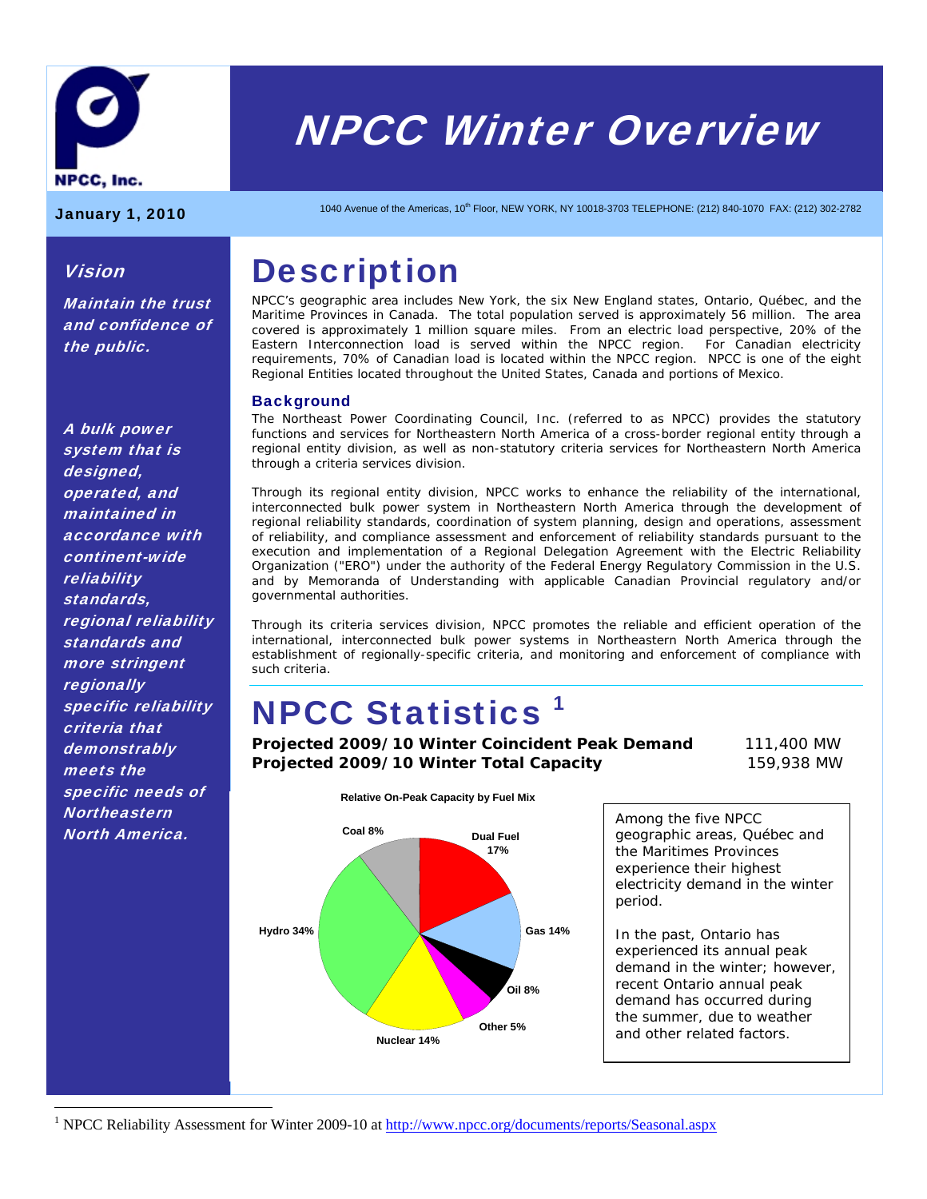NPCC, Inc.

# NPCC Winter Overview

**January 1, 2010**

1040 Avenue of the Americas, 10th Floor, NEW YORK, NY 10018-3703 TELEPHONE: (212) 840-1070 FAX: (212) 302-2782

### *Vision*

***Maintain the trust and confidence of the public.***

***A bulk power system that is designed, operated, and maintained in accordance with continent-wide reliability standards, regional reliability standards and more stringent regionally specific reliability criteria that demonstrably meets the specific needs of Northeastern North America.***

# Description

NPCC's geographic area includes New York, the six New England states, Ontario, Québec, and the Maritime Provinces in Canada. The total population served is approximately 56 million. The area covered is approximately 1 million square miles. From an electric load perspective, 20% of the Eastern Interconnection load is served within the NPCC region. For Canadian electricity requirements, 70% of Canadian load is located within the NPCC region. NPCC is one of the eight Regional Entities located throughout the United States, Canada and portions of Mexico.

### Background

The Northeast Power Coordinating Council, Inc. (referred to as NPCC) provides the statutory functions and services for Northeastern North America of a cross-border regional entity through a regional entity division, as well as non-statutory criteria services for Northeastern North America through a criteria services division.

Through its regional entity division, NPCC works to enhance the reliability of the international, interconnected bulk power system in Northeastern North America through the development of regional reliability standards, coordination of system planning, design and operations, assessment of reliability, and compliance assessment and enforcement of reliability standards pursuant to the execution and implementation of a Regional Delegation Agreement with the Electric Reliability Organization ("ERO") under the authority of the Federal Energy Regulatory Commission in the U.S. and by Memoranda of Understanding with applicable Canadian Provincial regulatory and/or governmental authorities.

Through its criteria services division, NPCC promotes the reliable and efficient operation of the international, interconnected bulk power systems in Northeastern North America through the establishment of regionally-specific criteria, and monitoring and enforcement of compliance with such criteria.

# NPCC Statistics [1]

**Projected 2009/10 Winter Coincident Peak Demand** 111,400 MW
**Projected 2009/10 Winter Total Capacity** 159,938 MW

**Relative On-Peak Capacity by Fuel Mix**

| Fuel | Share |
|---|---|
| Dual Fuel | 17% |
| Gas | 14% |
| Oil | 8% |
| Other | 5% |
| Nuclear | 14% |
| Hydro | 34% |
| Coal | 8% |

Among the five NPCC geographic areas, Québec and the Maritimes Provinces experience their highest electricity demand in the winter period.

In the past, Ontario has experienced its annual peak demand in the winter; however, recent Ontario annual peak demand has occurred during the summer, due to weather and other related factors.

---

[1] NPCC Reliability Assessment for Winter 2009-10 at http://www.npcc.org/documents/reports/Seasonal.aspx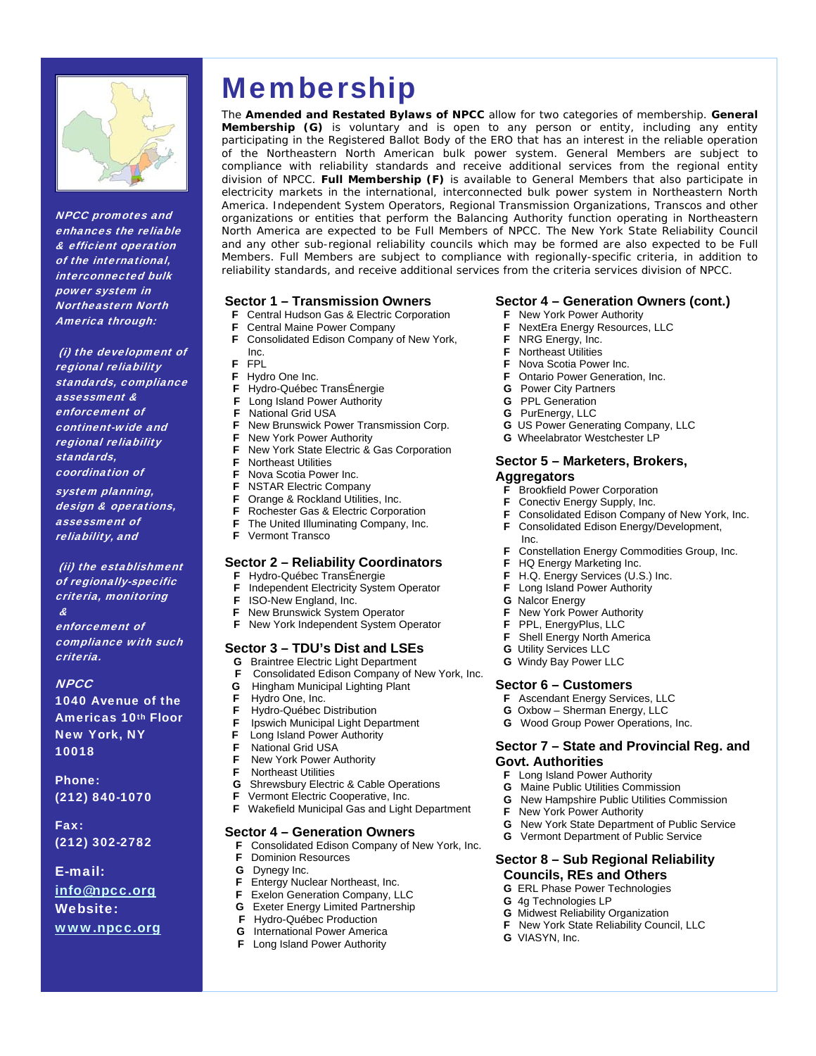*NPCC promotes and enhances the reliable & efficient operation of the international, interconnected bulk power system in Northeastern North America through:*

*(i) the development of regional reliability standards, compliance assessment & enforcement of continent-wide and regional reliability standards, coordination of system planning, design & operations, assessment of reliability, and*

*(ii) the establishment of regionally-specific criteria, monitoring & enforcement of compliance with such criteria.*

**NPCC**
**1040 Avenue of the Americas 10th Floor New York, NY 10018**

**Phone:**
**(212) 840-1070**

**Fax:**
**(212) 302-2782**

**E-mail:**
**info@npcc.org**
**Website:**
**www.npcc.org**

# Membership

The **Amended and Restated Bylaws of NPCC** allow for two categories of membership. **General Membership (G)** is voluntary and is open to any person or entity, including any entity participating in the Registered Ballot Body of the ERO that has an interest in the reliable operation of the Northeastern North American bulk power system. General Members are subject to compliance with reliability standards and receive additional services from the regional entity division of NPCC. **Full Membership (F)** is available to General Members that also participate in electricity markets in the international, interconnected bulk power system in Northeastern North America. Independent System Operators, Regional Transmission Organizations, Transcos and other organizations or entities that perform the Balancing Authority function operating in Northeastern North America are expected to be Full Members of NPCC. The New York State Reliability Council and any other sub-regional reliability councils which may be formed are also expected to be Full Members. Full Members are subject to compliance with regionally-specific criteria, in addition to reliability standards, and receive additional services from the criteria services division of NPCC.

### Sector 1 – Transmission Owners

- **F** Central Hudson Gas & Electric Corporation
- **F** Central Maine Power Company
- **F** Consolidated Edison Company of New York, Inc.
- **F** FPL
- **F** Hydro One Inc.
- **F** Hydro-Québec TransÉnergie
- **F** Long Island Power Authority
- **F** National Grid USA
- **F** New Brunswick Power Transmission Corp.
- **F** New York Power Authority
- **F** New York State Electric & Gas Corporation
- **F** Northeast Utilities
- **F** Nova Scotia Power Inc.
- **F** NSTAR Electric Company
- **F** Orange & Rockland Utilities, Inc.
- **F** Rochester Gas & Electric Corporation
- **F** The United Illuminating Company, Inc.
- **F** Vermont Transco

### Sector 2 – Reliability Coordinators

- **F** Hydro-Québec TransÉnergie
- **F** Independent Electricity System Operator
- **F** ISO-New England, Inc.
- **F** New Brunswick System Operator
- **F** New York Independent System Operator

### Sector 3 – TDU's Dist and LSEs

- **G** Braintree Electric Light Department
- **F** Consolidated Edison Company of New York, Inc.
- **G** Hingham Municipal Lighting Plant
- **F** Hydro One, Inc.
- **F** Hydro-Québec Distribution
- **F** Ipswich Municipal Light Department
- **F** Long Island Power Authority
- **F** National Grid USA
- **F** New York Power Authority
- **F** Northeast Utilities
- **G** Shrewsbury Electric & Cable Operations
- **F** Vermont Electric Cooperative, Inc.
- **F** Wakefield Municipal Gas and Light Department

### Sector 4 – Generation Owners

- **F** Consolidated Edison Company of New York, Inc.
- **F** Dominion Resources
- **G** Dynegy Inc.
- **F** Entergy Nuclear Northeast, Inc.
- **F** Exelon Generation Company, LLC
- **G** Exeter Energy Limited Partnership
- **F** Hydro-Québec Production
- **G** International Power America
- **F** Long Island Power Authority

### Sector 4 – Generation Owners (cont.)

- **F** New York Power Authority
- **F** NextEra Energy Resources, LLC
- **F** NRG Energy, Inc.
- **F** Northeast Utilities
- **F** Nova Scotia Power Inc.
- **F** Ontario Power Generation, Inc.
- **G** Power City Partners
- **G** PPL Generation
- **G** PurEnergy, LLC
- **G** US Power Generating Company, LLC
- **G** Wheelabrator Westchester LP

### Sector 5 – Marketers, Brokers, Aggregators

- **F** Brookfield Power Corporation
- **F** Conectiv Energy Supply, Inc.
- **F** Consolidated Edison Company of New York, Inc.
- **F** Consolidated Edison Energy/Development, Inc.
- **F** Constellation Energy Commodities Group, Inc.
- **F** HQ Energy Marketing Inc.
- **F** H.Q. Energy Services (U.S.) Inc.
- **F** Long Island Power Authority
- **G** Nalcor Energy
- **F** New York Power Authority
- **F** PPL, EnergyPlus, LLC
- **F** Shell Energy North America
- **G** Utility Services LLC
- **G** Windy Bay Power LLC

### Sector 6 – Customers

- **F** Ascendant Energy Services, LLC
- **G** Oxbow – Sherman Energy, LLC
- **G** Wood Group Power Operations, Inc.

### Sector 7 – State and Provincial Reg. and Govt. Authorities

- **F** Long Island Power Authority
- **G** Maine Public Utilities Commission
- **G** New Hampshire Public Utilities Commission
- **F** New York Power Authority
- **G** New York State Department of Public Service
- **G** Vermont Department of Public Service

### Sector 8 – Sub Regional Reliability Councils, REs and Others

- **G** ERL Phase Power Technologies
- **G** 4g Technologies LP
- **G** Midwest Reliability Organization
- **F** New York State Reliability Council, LLC
- **G** VIASYN, Inc.